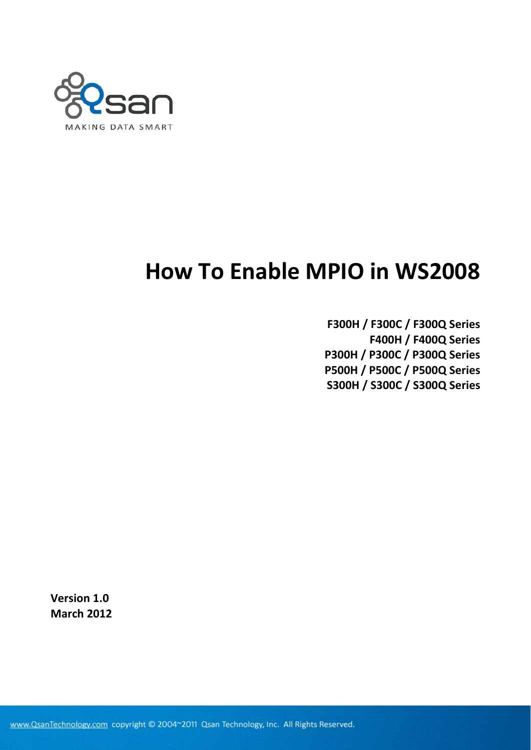# How To Enable MPIO in WS2008

**F300H / F300C / F300Q Series**
**F400H / F400Q Series**
**P300H / P300C / P300Q Series**
**P500H / P500C / P500Q Series**
**S300H / S300C / S300Q Series**

**Version 1.0**
**March 2012**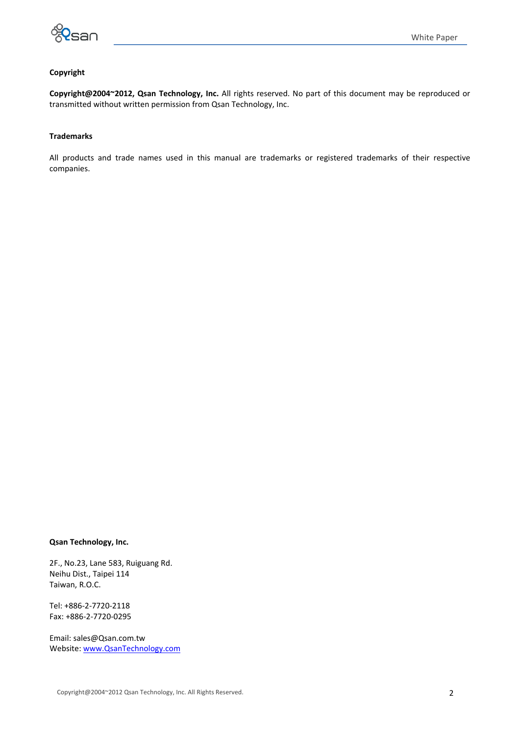**Copyright**

**Copyright@2004~2012, Qsan Technology, Inc.** All rights reserved. No part of this document may be reproduced or transmitted without written permission from Qsan Technology, Inc.

**Trademarks**

All products and trade names used in this manual are trademarks or registered trademarks of their respective companies.

**Qsan Technology, Inc.**

2F., No.23, Lane 583, Ruiguang Rd.
Neihu Dist., Taipei 114
Taiwan, R.O.C.

Tel: +886-2-7720-2118
Fax: +886-2-7720-0295

Email: sales@Qsan.com.tw
Website: [www.QsanTechnology.com](http://www.QsanTechnology.com)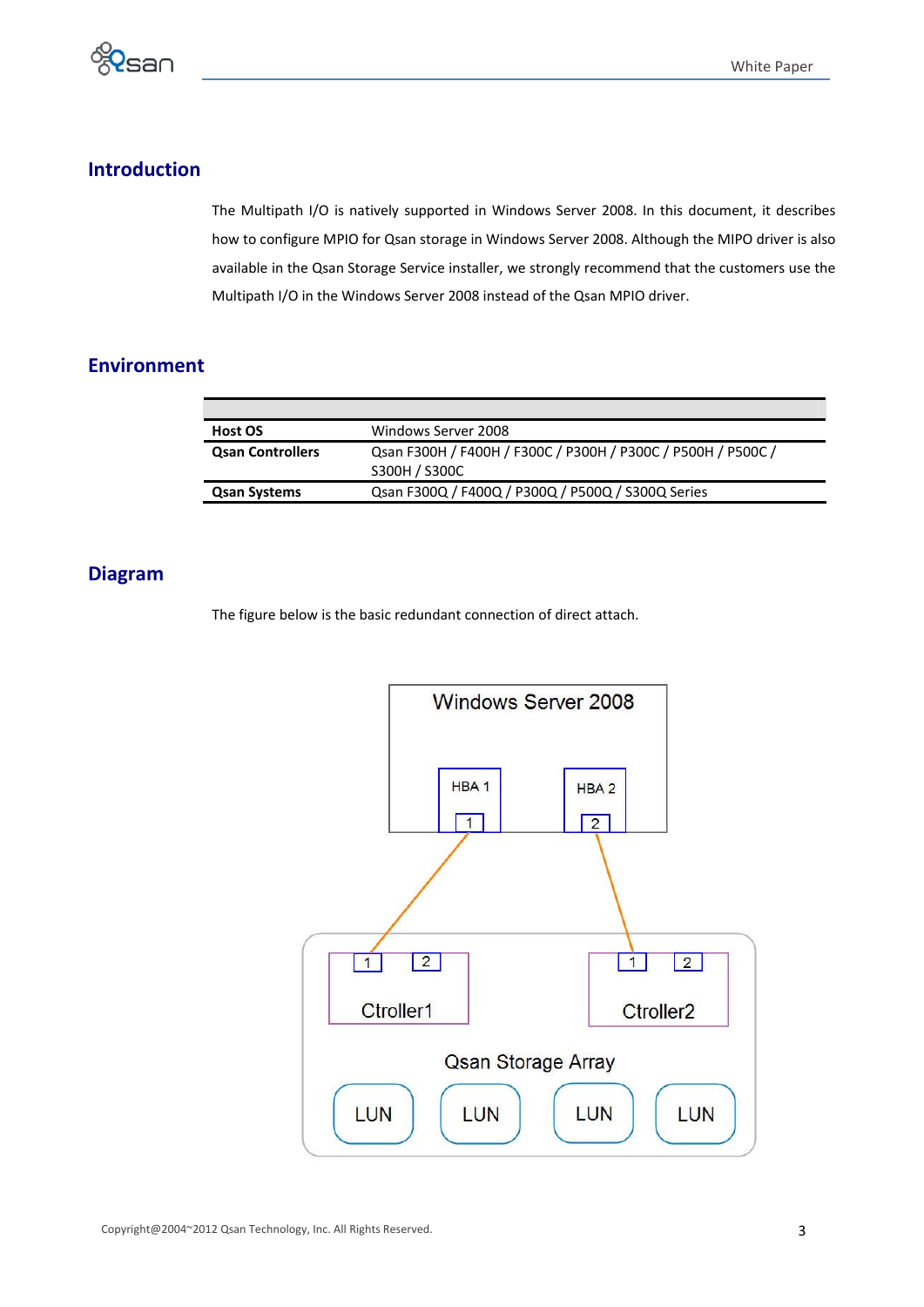## Introduction

The Multipath I/O is natively supported in Windows Server 2008. In this document, it describes how to configure MPIO for Qsan storage in Windows Server 2008. Although the MIPO driver is also available in the Qsan Storage Service installer, we strongly recommend that the customers use the Multipath I/O in the Windows Server 2008 instead of the Qsan MPIO driver.

## Environment

| | |
|---|---|
| **Host OS** | Windows Server 2008 |
| **Qsan Controllers** | Qsan F300H / F400H / F300C / P300H / P300C / P500H / P500C / S300H / S300C |
| **Qsan Systems** | Qsan F300Q / F400Q / P300Q / P500Q / S300Q Series |

## Diagram

The figure below is the basic redundant connection of direct attach.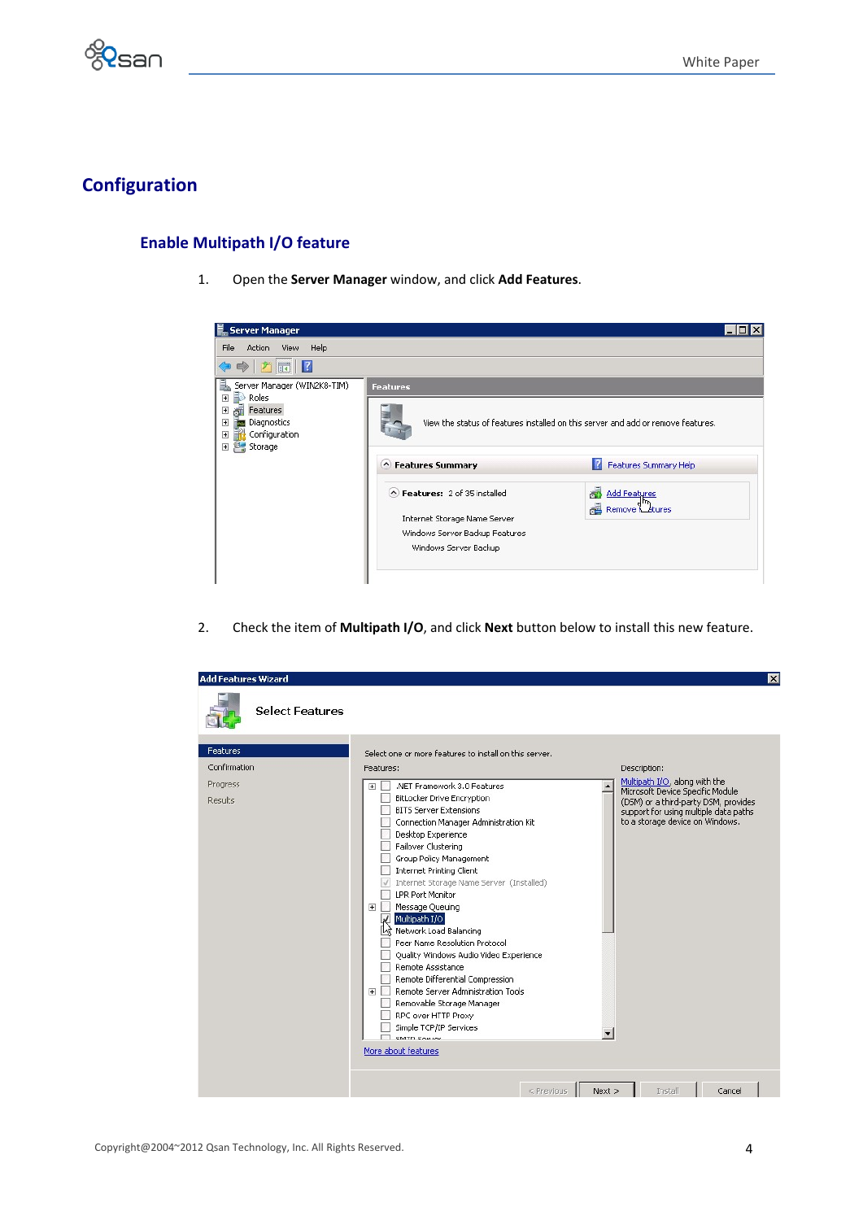# Configuration

## Enable Multipath I/O feature

1. Open the **Server Manager** window, and click **Add Features**.

2. Check the item of **Multipath I/O**, and click **Next** button below to install this new feature.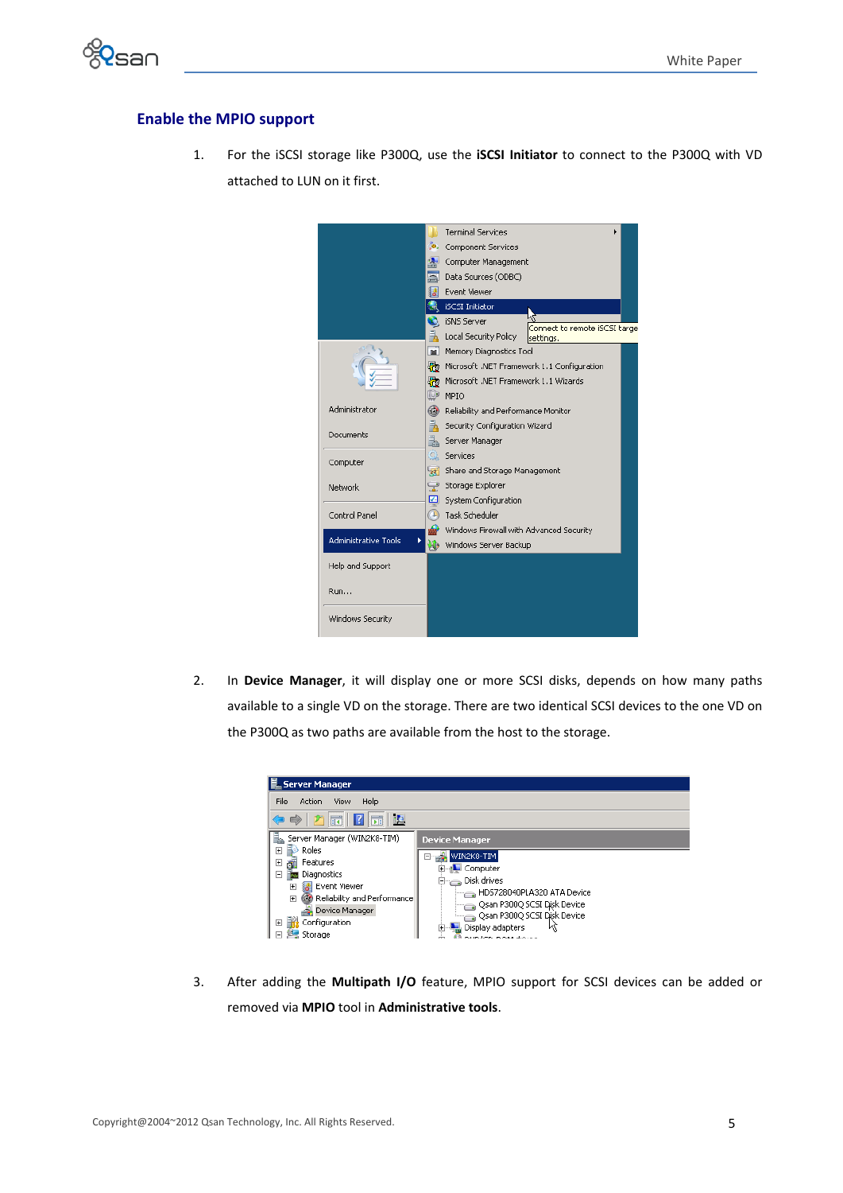## Enable the MPIO support

1. For the iSCSI storage like P300Q, use the **iSCSI Initiator** to connect to the P300Q with VD attached to LUN on it first.

2. In **Device Manager**, it will display one or more SCSI disks, depends on how many paths available to a single VD on the storage. There are two identical SCSI devices to the one VD on the P300Q as two paths are available from the host to the storage.

3. After adding the **Multipath I/O** feature, MPIO support for SCSI devices can be added or removed via **MPIO** tool in **Administrative tools**.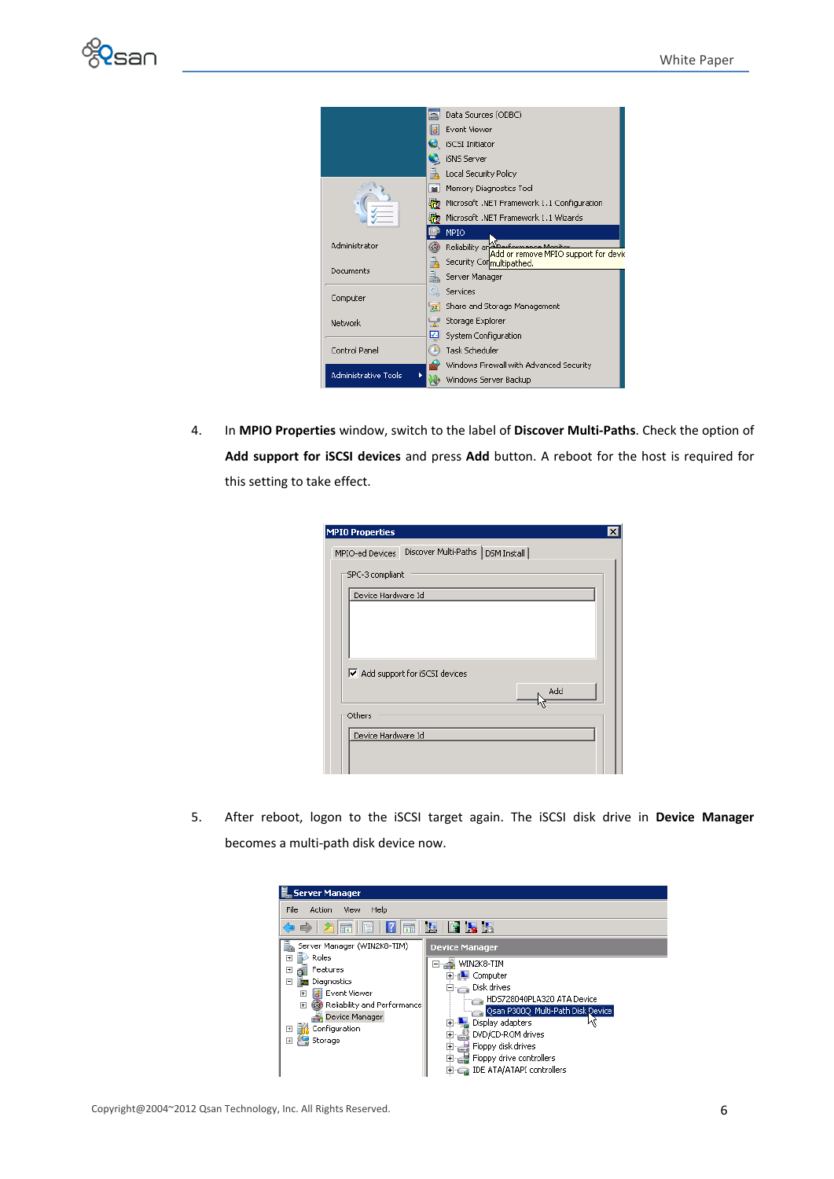4. In **MPIO Properties** window, switch to the label of **Discover Multi-Paths**. Check the option of **Add support for iSCSI devices** and press **Add** button. A reboot for the host is required for this setting to take effect.

5. After reboot, logon to the iSCSI target again. The iSCSI disk drive in **Device Manager** becomes a multi-path disk device now.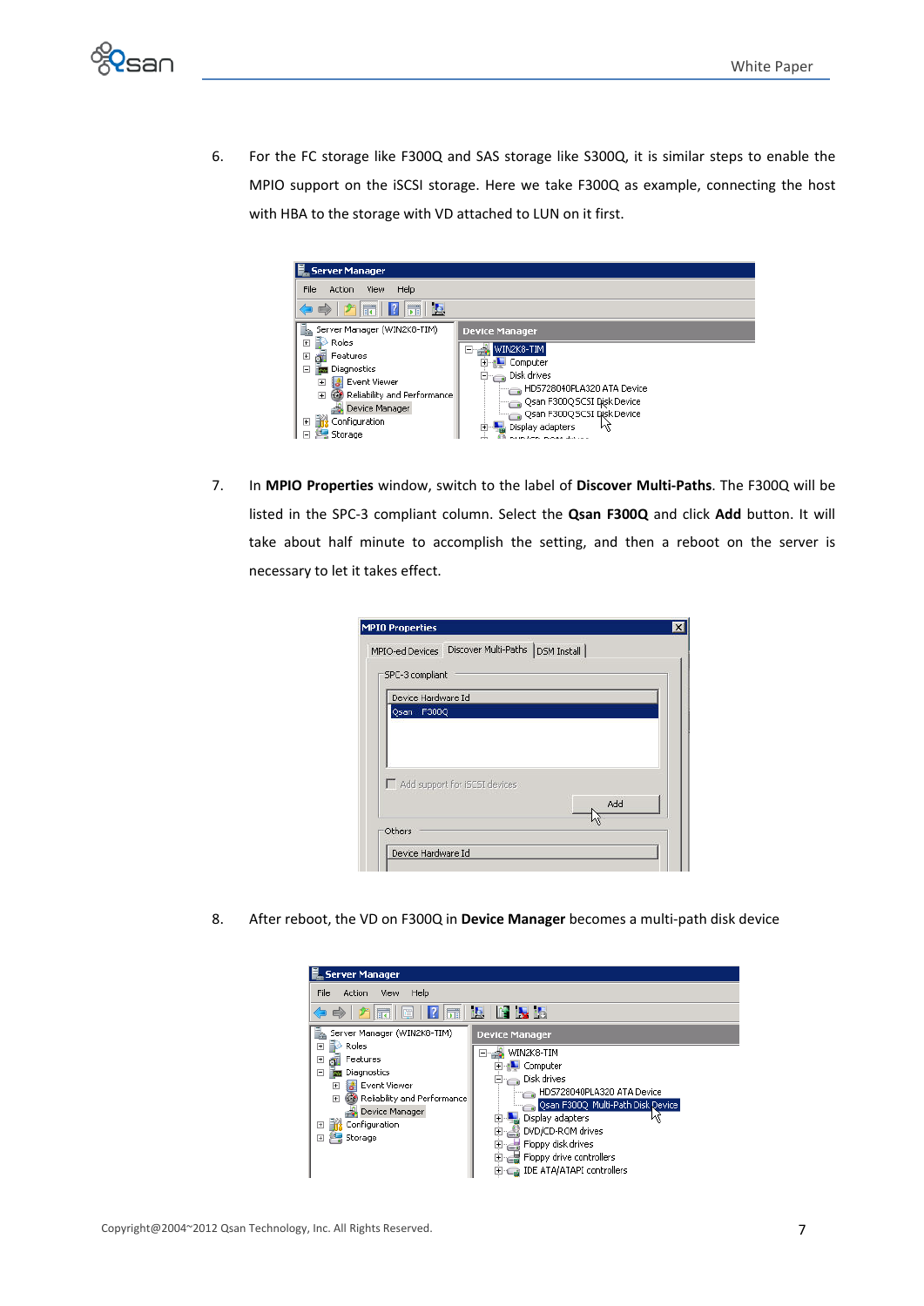6. For the FC storage like F300Q and SAS storage like S300Q, it is similar steps to enable the MPIO support on the iSCSI storage. Here we take F300Q as example, connecting the host with HBA to the storage with VD attached to LUN on it first.

7. In **MPIO Properties** window, switch to the label of **Discover Multi-Paths**. The F300Q will be listed in the SPC-3 compliant column. Select the **Qsan F300Q** and click **Add** button. It will take about half minute to accomplish the setting, and then a reboot on the server is necessary to let it takes effect.

8. After reboot, the VD on F300Q in **Device Manager** becomes a multi-path disk device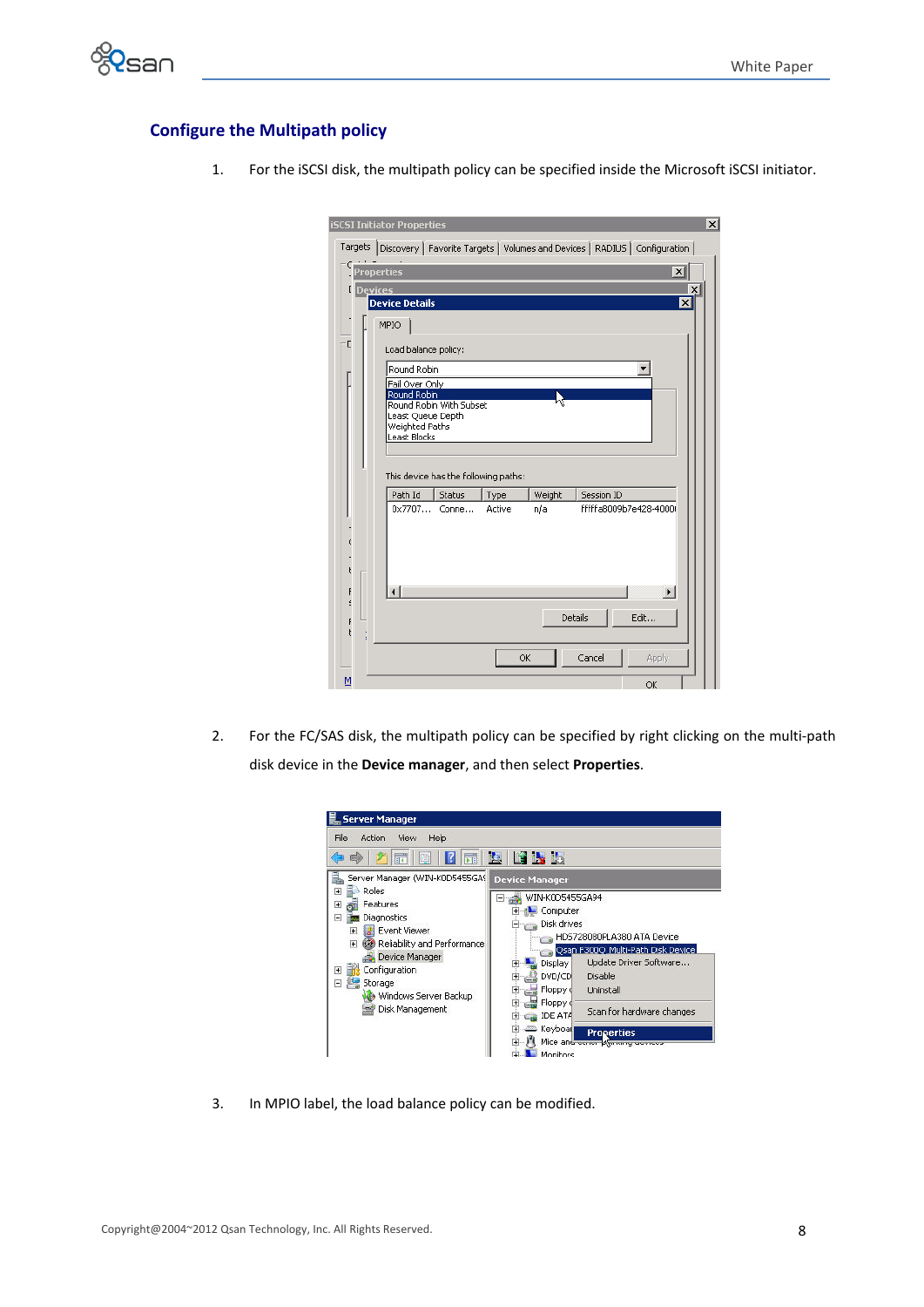## Configure the Multipath policy

1. For the iSCSI disk, the multipath policy can be specified inside the Microsoft iSCSI initiator.

2. For the FC/SAS disk, the multipath policy can be specified by right clicking on the multi-path disk device in the **Device manager**, and then select **Properties**.

3. In MPIO label, the load balance policy can be modified.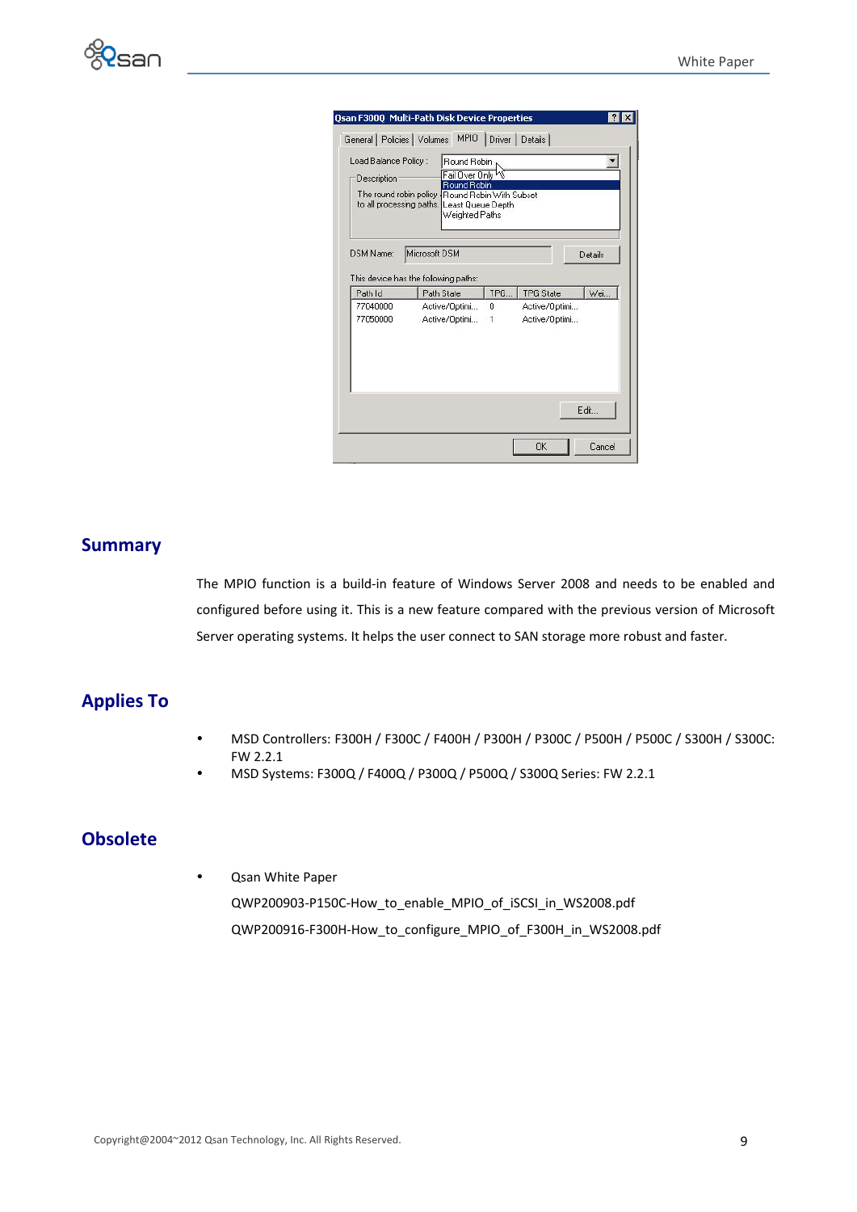## Summary

The MPIO function is a build-in feature of Windows Server 2008 and needs to be enabled and configured before using it. This is a new feature compared with the previous version of Microsoft Server operating systems. It helps the user connect to SAN storage more robust and faster.

## Applies To

- MSD Controllers: F300H / F300C / F400H / P300H / P300C / P500H / P500C / S300H / S300C: FW 2.2.1
- MSD Systems: F300Q / F400Q / P300Q / P500Q / S300Q Series: FW 2.2.1

## Obsolete

- Qsan White Paper

  QWP200903-P150C-How_to_enable_MPIO_of_iSCSI_in_WS2008.pdf

  QWP200916-F300H-How_to_configure_MPIO_of_F300H_in_WS2008.pdf